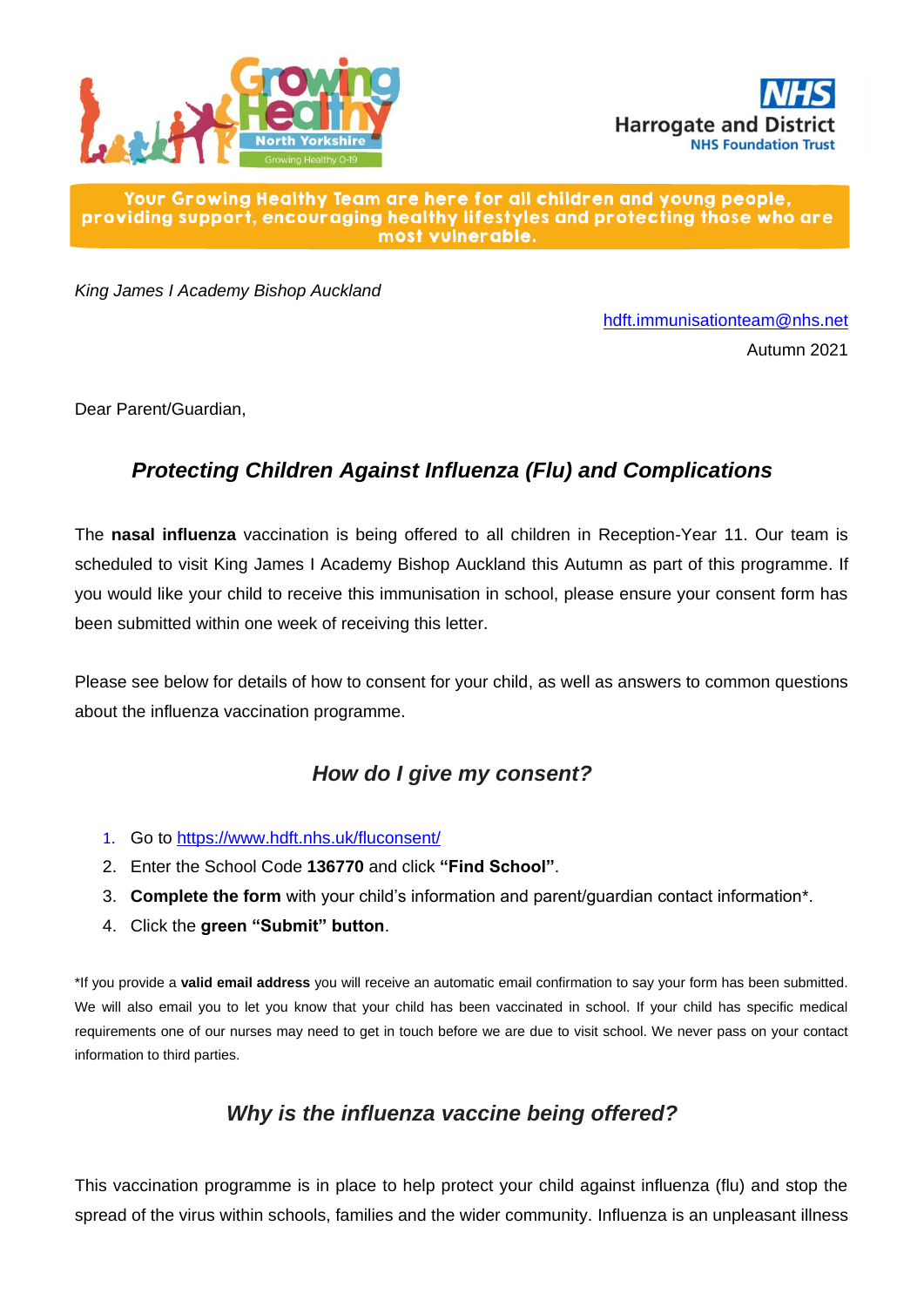Your Growing Healthy Team are here for all children and young people, providing support, encouraging healthy lifestyles and protecting those who are most vulnerable.

*King James I Academy Bishop Auckland*

hdft.immunisationteam@nhs.net

Autumn 2021

Dear Parent/Guardian,

## *Protecting Children Against Influenza (Flu) and Complications*

The **nasal influenza** vaccination is being offered to all children in Reception-Year 11. Our team is scheduled to visit King James I Academy Bishop Auckland this Autumn as part of this programme. If you would like your child to receive this immunisation in school, please ensure your consent form has been submitted within one week of receiving this letter.

Please see below for details of how to consent for your child, as well as answers to common questions about the influenza vaccination programme.

## *How do I give my consent?*

1. Go to https://www.hdft.nhs.uk/fluconsent/
2. Enter the School Code **136770** and click **"Find School"**.
3. **Complete the form** with your child's information and parent/guardian contact information*.
4. Click the **green "Submit" button**.

*If you provide a **valid email address** you will receive an automatic email confirmation to say your form has been submitted. We will also email you to let you know that your child has been vaccinated in school. If your child has specific medical requirements one of our nurses may need to get in touch before we are due to visit school. We never pass on your contact information to third parties.

## *Why is the influenza vaccine being offered?*

This vaccination programme is in place to help protect your child against influenza (flu) and stop the spread of the virus within schools, families and the wider community. Influenza is an unpleasant illness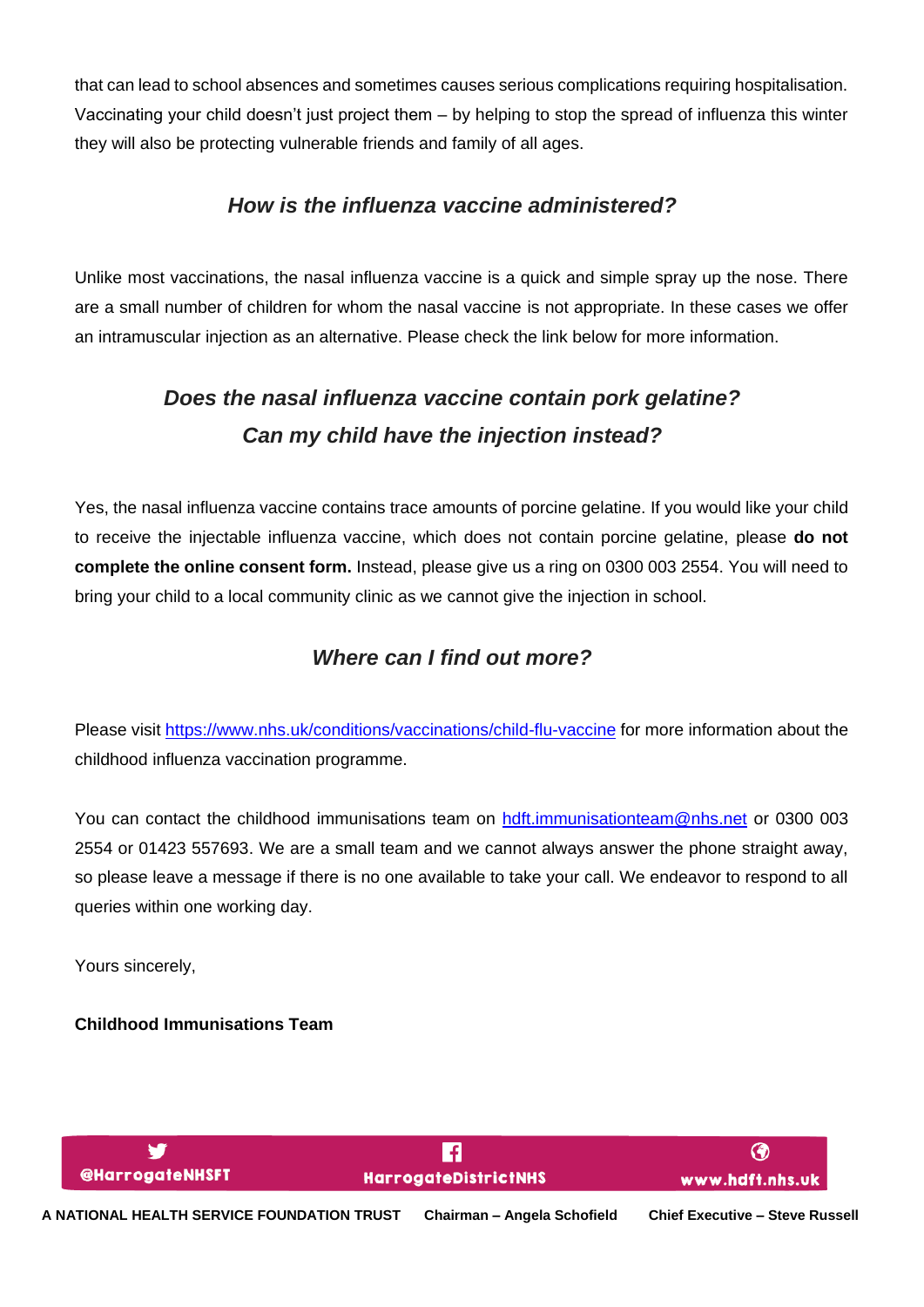that can lead to school absences and sometimes causes serious complications requiring hospitalisation. Vaccinating your child doesn't just project them – by helping to stop the spread of influenza this winter they will also be protecting vulnerable friends and family of all ages.

### *How is the influenza vaccine administered?*

Unlike most vaccinations, the nasal influenza vaccine is a quick and simple spray up the nose. There are a small number of children for whom the nasal vaccine is not appropriate. In these cases we offer an intramuscular injection as an alternative. Please check the link below for more information.

### *Does the nasal influenza vaccine contain pork gelatine? Can my child have the injection instead?*

Yes, the nasal influenza vaccine contains trace amounts of porcine gelatine. If you would like your child to receive the injectable influenza vaccine, which does not contain porcine gelatine, please **do not complete the online consent form.** Instead, please give us a ring on 0300 003 2554. You will need to bring your child to a local community clinic as we cannot give the injection in school.

### *Where can I find out more?*

Please visit https://www.nhs.uk/conditions/vaccinations/child-flu-vaccine for more information about the childhood influenza vaccination programme.

You can contact the childhood immunisations team on hdft.immunisationteam@nhs.net or 0300 003 2554 or 01423 557693. We are a small team and we cannot always answer the phone straight away, so please leave a message if there is no one available to take your call. We endeavor to respond to all queries within one working day.

Yours sincerely,

**Childhood Immunisations Team**

@HarrogateNHSFT HarrogateDistrictNHS www.hdft.nhs.uk

**A NATIONAL HEALTH SERVICE FOUNDATION TRUST Chairman – Angela Schofield Chief Executive – Steve Russell**